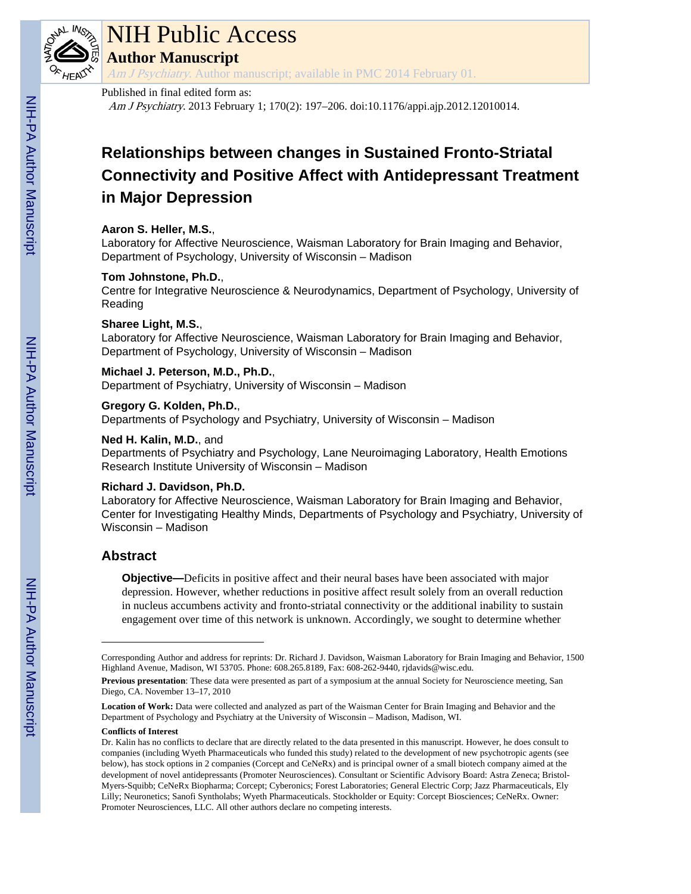# NIH Public Access

## Author Manuscript

*Am J Psychiatry*. Author manuscript; available in PMC 2014 February 01.

Published in final edited form as:

*Am J Psychiatry*. 2013 February 1; 170(2): 197–206. doi:10.1176/appi.ajp.2012.12010014.

# Relationships between changes in Sustained Fronto-Striatal Connectivity and Positive Affect with Antidepressant Treatment in Major Depression

**Aaron S. Heller, M.S.**,
Laboratory for Affective Neuroscience, Waisman Laboratory for Brain Imaging and Behavior, Department of Psychology, University of Wisconsin – Madison

**Tom Johnstone, Ph.D.**,
Centre for Integrative Neuroscience & Neurodynamics, Department of Psychology, University of Reading

**Sharee Light, M.S.**,
Laboratory for Affective Neuroscience, Waisman Laboratory for Brain Imaging and Behavior, Department of Psychology, University of Wisconsin – Madison

**Michael J. Peterson, M.D., Ph.D.**,
Department of Psychiatry, University of Wisconsin – Madison

**Gregory G. Kolden, Ph.D.**,
Departments of Psychology and Psychiatry, University of Wisconsin – Madison

**Ned H. Kalin, M.D.**, and
Departments of Psychiatry and Psychology, Lane Neuroimaging Laboratory, Health Emotions Research Institute University of Wisconsin – Madison

**Richard J. Davidson, Ph.D.**
Laboratory for Affective Neuroscience, Waisman Laboratory for Brain Imaging and Behavior, Center for Investigating Healthy Minds, Departments of Psychology and Psychiatry, University of Wisconsin – Madison

## Abstract

**Objective—**Deficits in positive affect and their neural bases have been associated with major depression. However, whether reductions in positive affect result solely from an overall reduction in nucleus accumbens activity and fronto-striatal connectivity or the additional inability to sustain engagement over time of this network is unknown. Accordingly, we sought to determine whether

---

Corresponding Author and address for reprints: Dr. Richard J. Davidson, Waisman Laboratory for Brain Imaging and Behavior, 1500 Highland Avenue, Madison, WI 53705. Phone: 608.265.8189, Fax: 608-262-9440, rjdavids@wisc.edu.

**Previous presentation**: These data were presented as part of a symposium at the annual Society for Neuroscience meeting, San Diego, CA. November 13–17, 2010

**Location of Work:** Data were collected and analyzed as part of the Waisman Center for Brain Imaging and Behavior and the Department of Psychology and Psychiatry at the University of Wisconsin – Madison, Madison, WI.

**Conflicts of Interest**

Dr. Kalin has no conflicts to declare that are directly related to the data presented in this manuscript. However, he does consult to companies (including Wyeth Pharmaceuticals who funded this study) related to the development of new psychotropic agents (see below), has stock options in 2 companies (Corcept and CeNeRx) and is principal owner of a small biotech company aimed at the development of novel antidepressants (Promoter Neurosciences). Consultant or Scientific Advisory Board: Astra Zeneca; Bristol-Myers-Squibb; CeNeRx Biopharma; Corcept; Cyberonics; Forest Laboratories; General Electric Corp; Jazz Pharmaceuticals, Ely Lilly; Neuronetics; Sanofi Syntholabs; Wyeth Pharmaceuticals. Stockholder or Equity: Corcept Biosciences; CeNeRx. Owner: Promoter Neurosciences, LLC. All other authors declare no competing interests.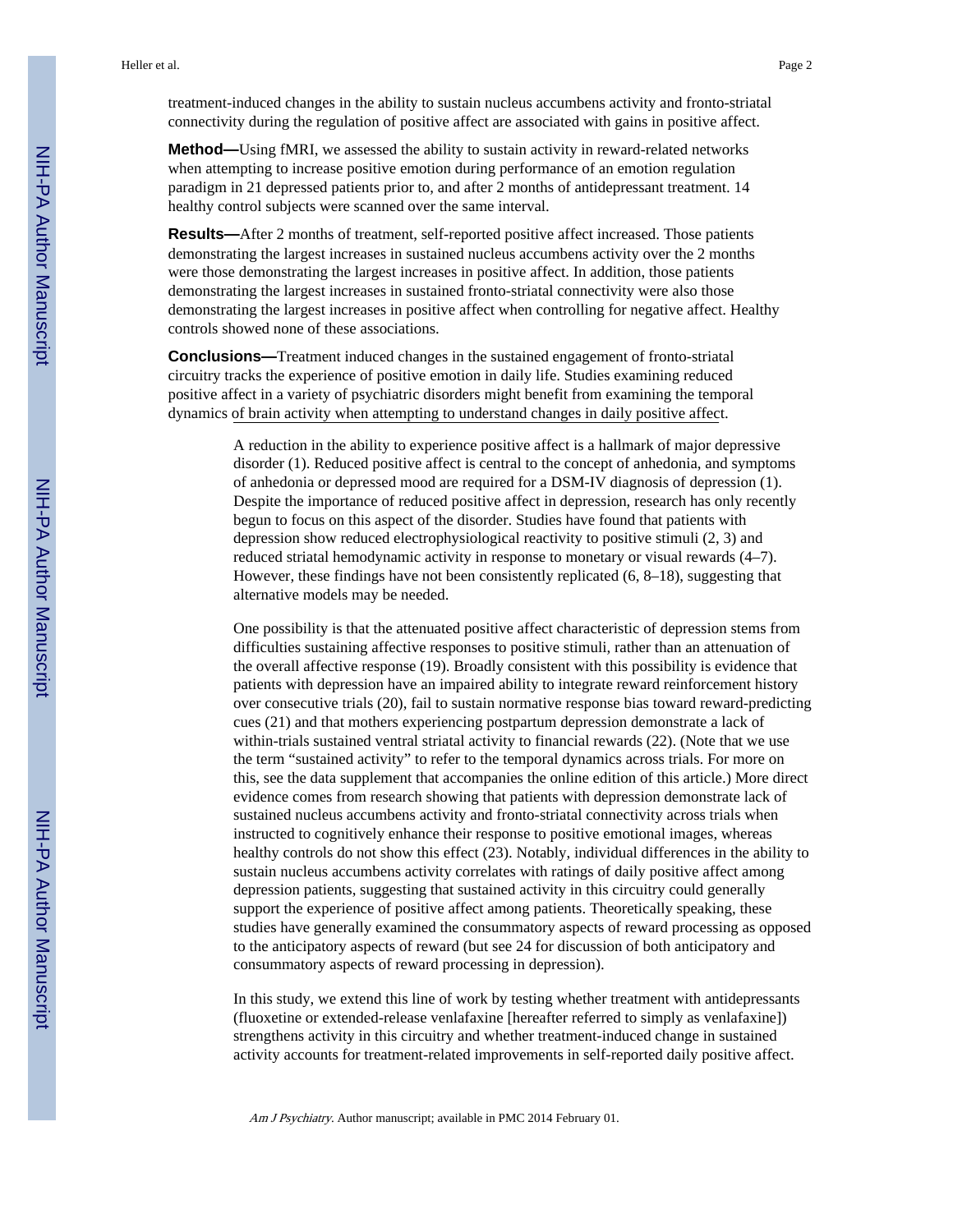treatment-induced changes in the ability to sustain nucleus accumbens activity and fronto-striatal connectivity during the regulation of positive affect are associated with gains in positive affect.

**Method—**Using fMRI, we assessed the ability to sustain activity in reward-related networks when attempting to increase positive emotion during performance of an emotion regulation paradigm in 21 depressed patients prior to, and after 2 months of antidepressant treatment. 14 healthy control subjects were scanned over the same interval.

**Results—**After 2 months of treatment, self-reported positive affect increased. Those patients demonstrating the largest increases in sustained nucleus accumbens activity over the 2 months were those demonstrating the largest increases in positive affect. In addition, those patients demonstrating the largest increases in sustained fronto-striatal connectivity were also those demonstrating the largest increases in positive affect when controlling for negative affect. Healthy controls showed none of these associations.

**Conclusions—**Treatment induced changes in the sustained engagement of fronto-striatal circuitry tracks the experience of positive emotion in daily life. Studies examining reduced positive affect in a variety of psychiatric disorders might benefit from examining the temporal dynamics of brain activity when attempting to understand changes in daily positive affect.

A reduction in the ability to experience positive affect is a hallmark of major depressive disorder (1). Reduced positive affect is central to the concept of anhedonia, and symptoms of anhedonia or depressed mood are required for a DSM-IV diagnosis of depression (1). Despite the importance of reduced positive affect in depression, research has only recently begun to focus on this aspect of the disorder. Studies have found that patients with depression show reduced electrophysiological reactivity to positive stimuli (2, 3) and reduced striatal hemodynamic activity in response to monetary or visual rewards (4–7). However, these findings have not been consistently replicated (6, 8–18), suggesting that alternative models may be needed.

One possibility is that the attenuated positive affect characteristic of depression stems from difficulties sustaining affective responses to positive stimuli, rather than an attenuation of the overall affective response (19). Broadly consistent with this possibility is evidence that patients with depression have an impaired ability to integrate reward reinforcement history over consecutive trials (20), fail to sustain normative response bias toward reward-predicting cues (21) and that mothers experiencing postpartum depression demonstrate a lack of within-trials sustained ventral striatal activity to financial rewards (22). (Note that we use the term "sustained activity" to refer to the temporal dynamics across trials. For more on this, see the data supplement that accompanies the online edition of this article.) More direct evidence comes from research showing that patients with depression demonstrate lack of sustained nucleus accumbens activity and fronto-striatal connectivity across trials when instructed to cognitively enhance their response to positive emotional images, whereas healthy controls do not show this effect (23). Notably, individual differences in the ability to sustain nucleus accumbens activity correlates with ratings of daily positive affect among depression patients, suggesting that sustained activity in this circuitry could generally support the experience of positive affect among patients. Theoretically speaking, these studies have generally examined the consummatory aspects of reward processing as opposed to the anticipatory aspects of reward (but see 24 for discussion of both anticipatory and consummatory aspects of reward processing in depression).

In this study, we extend this line of work by testing whether treatment with antidepressants (fluoxetine or extended-release venlafaxine [hereafter referred to simply as venlafaxine]) strengthens activity in this circuitry and whether treatment-induced change in sustained activity accounts for treatment-related improvements in self-reported daily positive affect.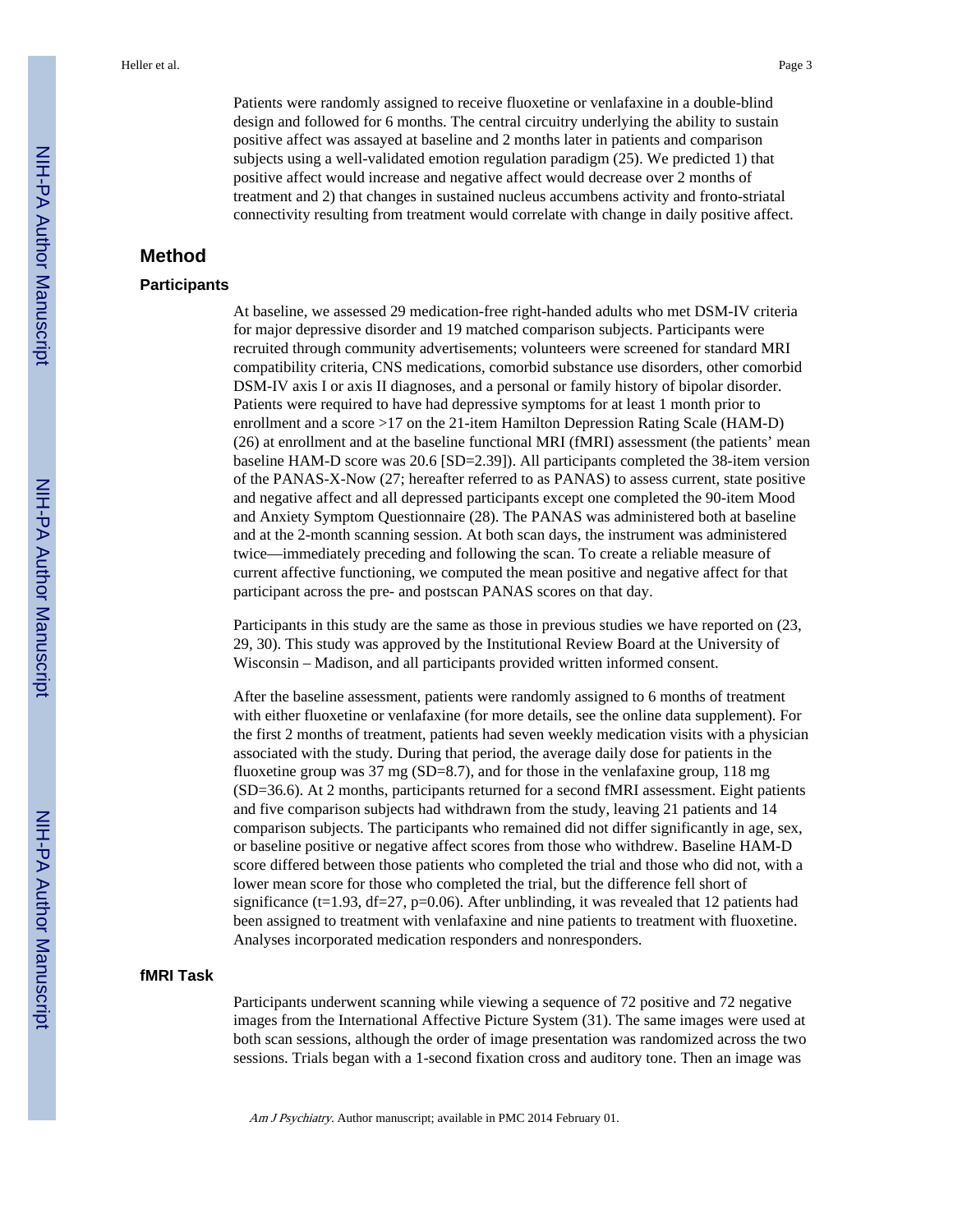Patients were randomly assigned to receive fluoxetine or venlafaxine in a double-blind design and followed for 6 months. The central circuitry underlying the ability to sustain positive affect was assayed at baseline and 2 months later in patients and comparison subjects using a well-validated emotion regulation paradigm (25). We predicted 1) that positive affect would increase and negative affect would decrease over 2 months of treatment and 2) that changes in sustained nucleus accumbens activity and fronto-striatal connectivity resulting from treatment would correlate with change in daily positive affect.

## Method

### Participants

At baseline, we assessed 29 medication-free right-handed adults who met DSM-IV criteria for major depressive disorder and 19 matched comparison subjects. Participants were recruited through community advertisements; volunteers were screened for standard MRI compatibility criteria, CNS medications, comorbid substance use disorders, other comorbid DSM-IV axis I or axis II diagnoses, and a personal or family history of bipolar disorder. Patients were required to have had depressive symptoms for at least 1 month prior to enrollment and a score >17 on the 21-item Hamilton Depression Rating Scale (HAM-D) (26) at enrollment and at the baseline functional MRI (fMRI) assessment (the patients' mean baseline HAM-D score was 20.6 [SD=2.39]). All participants completed the 38-item version of the PANAS-X-Now (27; hereafter referred to as PANAS) to assess current, state positive and negative affect and all depressed participants except one completed the 90-item Mood and Anxiety Symptom Questionnaire (28). The PANAS was administered both at baseline and at the 2-month scanning session. At both scan days, the instrument was administered twice—immediately preceding and following the scan. To create a reliable measure of current affective functioning, we computed the mean positive and negative affect for that participant across the pre- and postscan PANAS scores on that day.

Participants in this study are the same as those in previous studies we have reported on (23, 29, 30). This study was approved by the Institutional Review Board at the University of Wisconsin – Madison, and all participants provided written informed consent.

After the baseline assessment, patients were randomly assigned to 6 months of treatment with either fluoxetine or venlafaxine (for more details, see the online data supplement). For the first 2 months of treatment, patients had seven weekly medication visits with a physician associated with the study. During that period, the average daily dose for patients in the fluoxetine group was 37 mg (SD=8.7), and for those in the venlafaxine group, 118 mg (SD=36.6). At 2 months, participants returned for a second fMRI assessment. Eight patients and five comparison subjects had withdrawn from the study, leaving 21 patients and 14 comparison subjects. The participants who remained did not differ significantly in age, sex, or baseline positive or negative affect scores from those who withdrew. Baseline HAM-D score differed between those patients who completed the trial and those who did not, with a lower mean score for those who completed the trial, but the difference fell short of significance ($t=1.93$, $df=27$, $p=0.06$). After unblinding, it was revealed that 12 patients had been assigned to treatment with venlafaxine and nine patients to treatment with fluoxetine. Analyses incorporated medication responders and nonresponders.

### fMRI Task

Participants underwent scanning while viewing a sequence of 72 positive and 72 negative images from the International Affective Picture System (31). The same images were used at both scan sessions, although the order of image presentation was randomized across the two sessions. Trials began with a 1-second fixation cross and auditory tone. Then an image was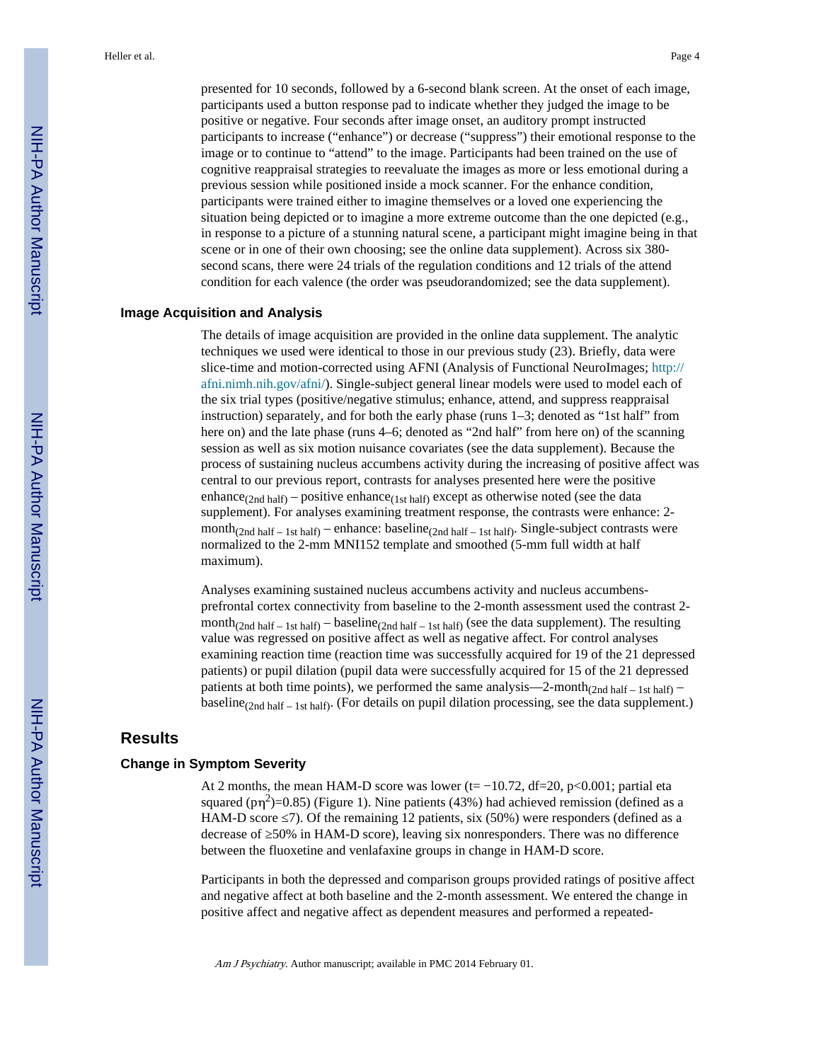presented for 10 seconds, followed by a 6-second blank screen. At the onset of each image, participants used a button response pad to indicate whether they judged the image to be positive or negative. Four seconds after image onset, an auditory prompt instructed participants to increase ("enhance") or decrease ("suppress") their emotional response to the image or to continue to "attend" to the image. Participants had been trained on the use of cognitive reappraisal strategies to reevaluate the images as more or less emotional during a previous session while positioned inside a mock scanner. For the enhance condition, participants were trained either to imagine themselves or a loved one experiencing the situation being depicted or to imagine a more extreme outcome than the one depicted (e.g., in response to a picture of a stunning natural scene, a participant might imagine being in that scene or in one of their own choosing; see the online data supplement). Across six 380-second scans, there were 24 trials of the regulation conditions and 12 trials of the attend condition for each valence (the order was pseudorandomized; see the data supplement).

### Image Acquisition and Analysis

The details of image acquisition are provided in the online data supplement. The analytic techniques we used were identical to those in our previous study (23). Briefly, data were slice-time and motion-corrected using AFNI (Analysis of Functional NeuroImages; http://afni.nimh.nih.gov/afni/). Single-subject general linear models were used to model each of the six trial types (positive/negative stimulus; enhance, attend, and suppress reappraisal instruction) separately, and for both the early phase (runs 1–3; denoted as "1st half" from here on) and the late phase (runs 4–6; denoted as "2nd half" from here on) of the scanning session as well as six motion nuisance covariates (see the data supplement). Because the process of sustaining nucleus accumbens activity during the increasing of positive affect was central to our previous report, contrasts for analyses presented here were the positive $\text{enhance}_{(\text{2nd half})}$ – positive $\text{enhance}_{(\text{1st half})}$ except as otherwise noted (see the data supplement). For analyses examining treatment response, the contrasts were enhance: $\text{2-month}_{(\text{2nd half – 1st half})}$ – enhance: $\text{baseline}_{(\text{2nd half – 1st half})}$. Single-subject contrasts were normalized to the 2-mm MNI152 template and smoothed (5-mm full width at half maximum).

Analyses examining sustained nucleus accumbens activity and nucleus accumbens-prefrontal cortex connectivity from baseline to the 2-month assessment used the contrast $\text{2-month}_{(\text{2nd half – 1st half})}$ – $\text{baseline}_{(\text{2nd half – 1st half})}$ (see the data supplement). The resulting value was regressed on positive affect as well as negative affect. For control analyses examining reaction time (reaction time was successfully acquired for 19 of the 21 depressed patients) or pupil dilation (pupil data were successfully acquired for 15 of the 21 depressed patients at both time points), we performed the same analysis—$\text{2-month}_{(\text{2nd half – 1st half})}$ – $\text{baseline}_{(\text{2nd half – 1st half})}$. (For details on pupil dilation processing, see the data supplement.)

## Results

### Change in Symptom Severity

At 2 months, the mean HAM-D score was lower ($t = -10.72$, $df=20$, $p<0.001$; partial eta squared ($p\eta^2$)=0.85) (Figure 1). Nine patients (43%) had achieved remission (defined as a HAM-D score ≤7). Of the remaining 12 patients, six (50%) were responders (defined as a decrease of ≥50% in HAM-D score), leaving six nonresponders. There was no difference between the fluoxetine and venlafaxine groups in change in HAM-D score.

Participants in both the depressed and comparison groups provided ratings of positive affect and negative affect at both baseline and the 2-month assessment. We entered the change in positive affect and negative affect as dependent measures and performed a repeated-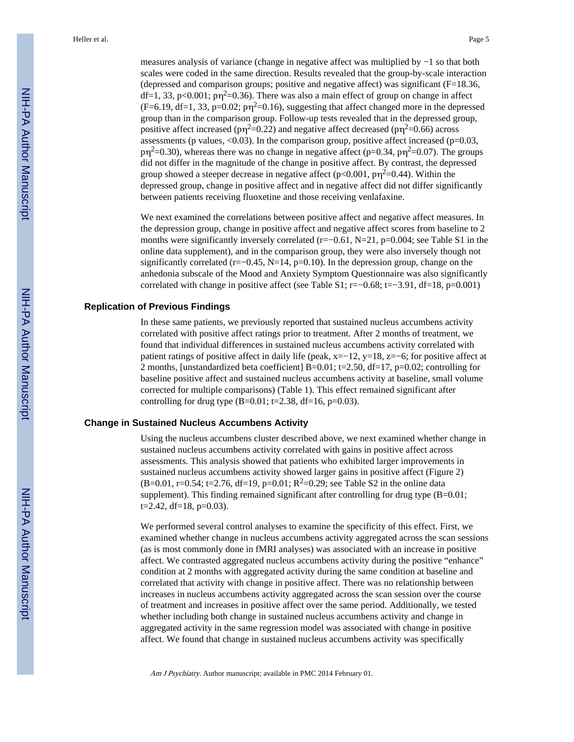measures analysis of variance (change in negative affect was multiplied by −1 so that both scales were coded in the same direction. Results revealed that the group-by-scale interaction (depressed and comparison groups; positive and negative affect) was significant ($F=18.36$, $df=1, 33$, $p<0.001$; $p\eta^2=0.36$). There was also a main effect of group on change in affect ($F=6.19$, $df=1, 33$, $p=0.02$; $p\eta^2=0.16$), suggesting that affect changed more in the depressed group than in the comparison group. Follow-up tests revealed that in the depressed group, positive affect increased ($p\eta^2=0.22$) and negative affect decreased ($p\eta^2=0.66$) across assessments (p values, <0.03). In the comparison group, positive affect increased ($p=0.03$, $p\eta^2=0.30$), whereas there was no change in negative affect ($p=0.34$, $p\eta^2=0.07$). The groups did not differ in the magnitude of the change in positive affect. By contrast, the depressed group showed a steeper decrease in negative affect ($p<0.001$, $p\eta^2=0.44$). Within the depressed group, change in positive affect and in negative affect did not differ significantly between patients receiving fluoxetine and those receiving venlafaxine.

We next examined the correlations between positive affect and negative affect measures. In the depression group, change in positive affect and negative affect scores from baseline to 2 months were significantly inversely correlated ($r=-0.61$, $N=21$, $p=0.004$; see Table S1 in the online data supplement), and in the comparison group, they were also inversely though not significantly correlated ($r=-0.45$, $N=14$, $p=0.10$). In the depression group, change on the anhedonia subscale of the Mood and Anxiety Symptom Questionnaire was also significantly correlated with change in positive affect (see Table S1; $r=-0.68$; $t=-3.91$, $df=18$, $p=0.001$)

## Replication of Previous Findings

In these same patients, we previously reported that sustained nucleus accumbens activity correlated with positive affect ratings prior to treatment. After 2 months of treatment, we found that individual differences in sustained nucleus accumbens activity correlated with patient ratings of positive affect in daily life (peak, $x=-12$, $y=18$, $z=-6$; for positive affect at 2 months, [unstandardized beta coefficient] $B=0.01$; $t=2.50$, $df=17$, $p=0.02$; controlling for baseline positive affect and sustained nucleus accumbens activity at baseline, small volume corrected for multiple comparisons) (Table 1). This effect remained significant after controlling for drug type ($B=0.01$; $t=2.38$, $df=16$, $p=0.03$).

## Change in Sustained Nucleus Accumbens Activity

Using the nucleus accumbens cluster described above, we next examined whether change in sustained nucleus accumbens activity correlated with gains in positive affect across assessments. This analysis showed that patients who exhibited larger improvements in sustained nucleus accumbens activity showed larger gains in positive affect (Figure 2) ($B=0.01$, $r=0.54$; $t=2.76$, $df=19$, $p=0.01$; $R^2=0.29$; see Table S2 in the online data supplement). This finding remained significant after controlling for drug type ($B=0.01$; $t=2.42$, $df=18$, $p=0.03$).

We performed several control analyses to examine the specificity of this effect. First, we examined whether change in nucleus accumbens activity aggregated across the scan sessions (as is most commonly done in fMRI analyses) was associated with an increase in positive affect. We contrasted aggregated nucleus accumbens activity during the positive "enhance" condition at 2 months with aggregated activity during the same condition at baseline and correlated that activity with change in positive affect. There was no relationship between increases in nucleus accumbens activity aggregated across the scan session over the course of treatment and increases in positive affect over the same period. Additionally, we tested whether including both change in sustained nucleus accumbens activity and change in aggregated activity in the same regression model was associated with change in positive affect. We found that change in sustained nucleus accumbens activity was specifically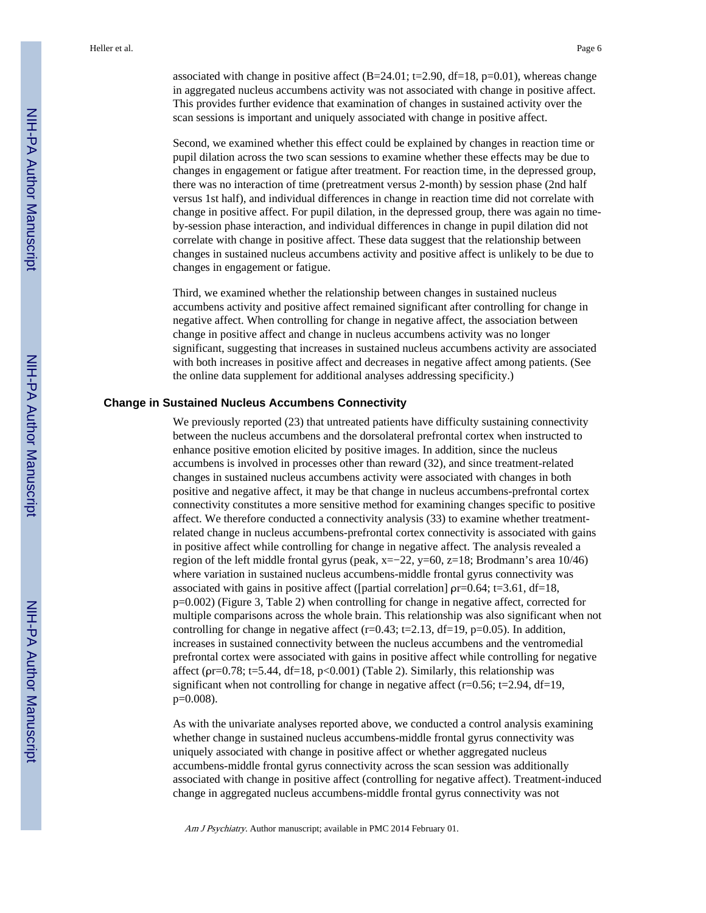associated with change in positive affect ($B=24.01$; $t=2.90$, $df=18$, $p=0.01$), whereas change in aggregated nucleus accumbens activity was not associated with change in positive affect. This provides further evidence that examination of changes in sustained activity over the scan sessions is important and uniquely associated with change in positive affect.

Second, we examined whether this effect could be explained by changes in reaction time or pupil dilation across the two scan sessions to examine whether these effects may be due to changes in engagement or fatigue after treatment. For reaction time, in the depressed group, there was no interaction of time (pretreatment versus 2-month) by session phase (2nd half versus 1st half), and individual differences in change in reaction time did not correlate with change in positive affect. For pupil dilation, in the depressed group, there was again no time-by-session phase interaction, and individual differences in change in pupil dilation did not correlate with change in positive affect. These data suggest that the relationship between changes in sustained nucleus accumbens activity and positive affect is unlikely to be due to changes in engagement or fatigue.

Third, we examined whether the relationship between changes in sustained nucleus accumbens activity and positive affect remained significant after controlling for change in negative affect. When controlling for change in negative affect, the association between change in positive affect and change in nucleus accumbens activity was no longer significant, suggesting that increases in sustained nucleus accumbens activity are associated with both increases in positive affect and decreases in negative affect among patients. (See the online data supplement for additional analyses addressing specificity.)

### Change in Sustained Nucleus Accumbens Connectivity

We previously reported (23) that untreated patients have difficulty sustaining connectivity between the nucleus accumbens and the dorsolateral prefrontal cortex when instructed to enhance positive emotion elicited by positive images. In addition, since the nucleus accumbens is involved in processes other than reward (32), and since treatment-related changes in sustained nucleus accumbens activity were associated with changes in both positive and negative affect, it may be that change in nucleus accumbens-prefrontal cortex connectivity constitutes a more sensitive method for examining changes specific to positive affect. We therefore conducted a connectivity analysis (33) to examine whether treatment-related change in nucleus accumbens-prefrontal cortex connectivity is associated with gains in positive affect while controlling for change in negative affect. The analysis revealed a region of the left middle frontal gyrus (peak, $x=-22$, $y=60$, $z=18$; Brodmann's area 10/46) where variation in sustained nucleus accumbens-middle frontal gyrus connectivity was associated with gains in positive affect ([partial correlation] $\rho r=0.64$; $t=3.61$, $df=18$, $p=0.002$) (Figure 3, Table 2) when controlling for change in negative affect, corrected for multiple comparisons across the whole brain. This relationship was also significant when not controlling for change in negative affect ($r=0.43$; $t=2.13$, $df=19$, $p=0.05$). In addition, increases in sustained connectivity between the nucleus accumbens and the ventromedial prefrontal cortex were associated with gains in positive affect while controlling for negative affect ($\rho r=0.78$; $t=5.44$, $df=18$, $p<0.001$) (Table 2). Similarly, this relationship was significant when not controlling for change in negative affect ($r=0.56$; $t=2.94$, $df=19$, $p=0.008$).

As with the univariate analyses reported above, we conducted a control analysis examining whether change in sustained nucleus accumbens-middle frontal gyrus connectivity was uniquely associated with change in positive affect or whether aggregated nucleus accumbens-middle frontal gyrus connectivity across the scan session was additionally associated with change in positive affect (controlling for negative affect). Treatment-induced change in aggregated nucleus accumbens-middle frontal gyrus connectivity was not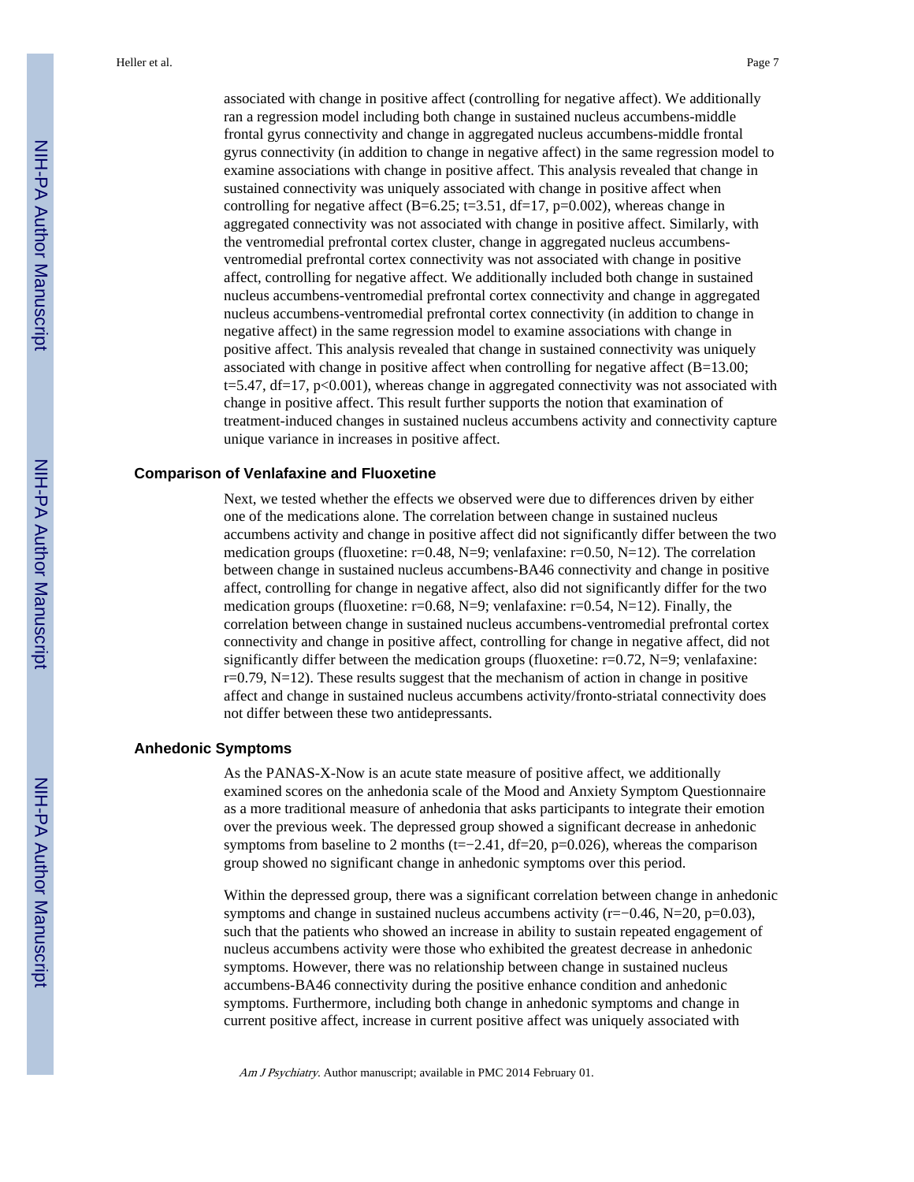associated with change in positive affect (controlling for negative affect). We additionally ran a regression model including both change in sustained nucleus accumbens-middle frontal gyrus connectivity and change in aggregated nucleus accumbens-middle frontal gyrus connectivity (in addition to change in negative affect) in the same regression model to examine associations with change in positive affect. This analysis revealed that change in sustained connectivity was uniquely associated with change in positive affect when controlling for negative affect ($B=6.25$; $t=3.51$, $df=17$, $p=0.002$), whereas change in aggregated connectivity was not associated with change in positive affect. Similarly, with the ventromedial prefrontal cortex cluster, change in aggregated nucleus accumbens-ventromedial prefrontal cortex connectivity was not associated with change in positive affect, controlling for negative affect. We additionally included both change in sustained nucleus accumbens-ventromedial prefrontal cortex connectivity and change in aggregated nucleus accumbens-ventromedial prefrontal cortex connectivity (in addition to change in negative affect) in the same regression model to examine associations with change in positive affect. This analysis revealed that change in sustained connectivity was uniquely associated with change in positive affect when controlling for negative affect ($B=13.00$; $t=5.47$, $df=17$, $p<0.001$), whereas change in aggregated connectivity was not associated with change in positive affect. This result further supports the notion that examination of treatment-induced changes in sustained nucleus accumbens activity and connectivity capture unique variance in increases in positive affect.

## Comparison of Venlafaxine and Fluoxetine

Next, we tested whether the effects we observed were due to differences driven by either one of the medications alone. The correlation between change in sustained nucleus accumbens activity and change in positive affect did not significantly differ between the two medication groups (fluoxetine: $r=0.48$, $N=9$; venlafaxine: $r=0.50$, $N=12$). The correlation between change in sustained nucleus accumbens-BA46 connectivity and change in positive affect, controlling for change in negative affect, also did not significantly differ for the two medication groups (fluoxetine: $r=0.68$, $N=9$; venlafaxine: $r=0.54$, $N=12$). Finally, the correlation between change in sustained nucleus accumbens-ventromedial prefrontal cortex connectivity and change in positive affect, controlling for change in negative affect, did not significantly differ between the medication groups (fluoxetine: $r=0.72$, $N=9$; venlafaxine: $r=0.79$, $N=12$). These results suggest that the mechanism of action in change in positive affect and change in sustained nucleus accumbens activity/fronto-striatal connectivity does not differ between these two antidepressants.

## Anhedonic Symptoms

As the PANAS-X-Now is an acute state measure of positive affect, we additionally examined scores on the anhedonia scale of the Mood and Anxiety Symptom Questionnaire as a more traditional measure of anhedonia that asks participants to integrate their emotion over the previous week. The depressed group showed a significant decrease in anhedonic symptoms from baseline to 2 months ($t=-2.41$, $df=20$, $p=0.026$), whereas the comparison group showed no significant change in anhedonic symptoms over this period.

Within the depressed group, there was a significant correlation between change in anhedonic symptoms and change in sustained nucleus accumbens activity ($r=-0.46$, $N=20$, $p=0.03$), such that the patients who showed an increase in ability to sustain repeated engagement of nucleus accumbens activity were those who exhibited the greatest decrease in anhedonic symptoms. However, there was no relationship between change in sustained nucleus accumbens-BA46 connectivity during the positive enhance condition and anhedonic symptoms. Furthermore, including both change in anhedonic symptoms and change in current positive affect, increase in current positive affect was uniquely associated with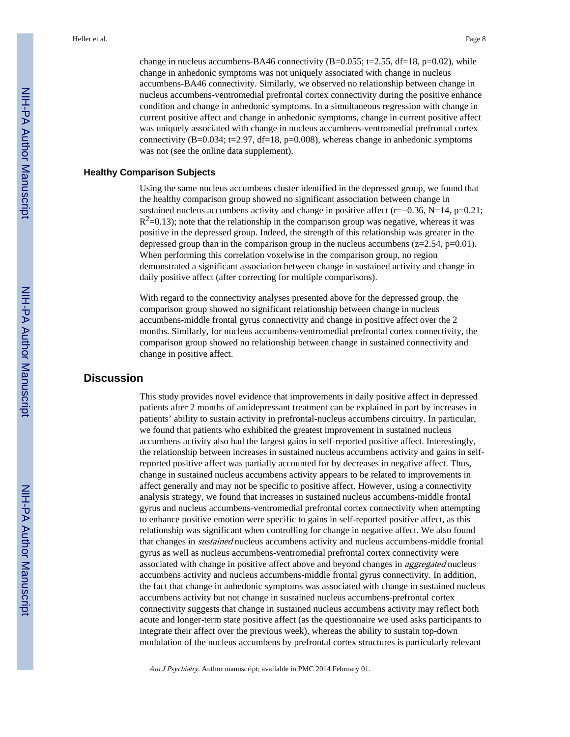change in nucleus accumbens-BA46 connectivity (B=0.055; t=2.55, df=18, p=0.02), while change in anhedonic symptoms was not uniquely associated with change in nucleus accumbens-BA46 connectivity. Similarly, we observed no relationship between change in nucleus accumbens-ventromedial prefrontal cortex connectivity during the positive enhance condition and change in anhedonic symptoms. In a simultaneous regression with change in current positive affect and change in anhedonic symptoms, change in current positive affect was uniquely associated with change in nucleus accumbens-ventromedial prefrontal cortex connectivity (B=0.034; t=2.97, df=18, p=0.008), whereas change in anhedonic symptoms was not (see the online data supplement).

### Healthy Comparison Subjects

Using the same nucleus accumbens cluster identified in the depressed group, we found that the healthy comparison group showed no significant association between change in sustained nucleus accumbens activity and change in positive affect (r=−0.36, N=14, p=0.21; $R^2$=0.13); note that the relationship in the comparison group was negative, whereas it was positive in the depressed group. Indeed, the strength of this relationship was greater in the depressed group than in the comparison group in the nucleus accumbens (z=2.54, p=0.01). When performing this correlation voxelwise in the comparison group, no region demonstrated a significant association between change in sustained activity and change in daily positive affect (after correcting for multiple comparisons).

With regard to the connectivity analyses presented above for the depressed group, the comparison group showed no significant relationship between change in nucleus accumbens-middle frontal gyrus connectivity and change in positive affect over the 2 months. Similarly, for nucleus accumbens-ventromedial prefrontal cortex connectivity, the comparison group showed no relationship between change in sustained connectivity and change in positive affect.

## Discussion

This study provides novel evidence that improvements in daily positive affect in depressed patients after 2 months of antidepressant treatment can be explained in part by increases in patients' ability to sustain activity in prefrontal-nucleus accumbens circuitry. In particular, we found that patients who exhibited the greatest improvement in sustained nucleus accumbens activity also had the largest gains in self-reported positive affect. Interestingly, the relationship between increases in sustained nucleus accumbens activity and gains in self-reported positive affect was partially accounted for by decreases in negative affect. Thus, change in sustained nucleus accumbens activity appears to be related to improvements in affect generally and may not be specific to positive affect. However, using a connectivity analysis strategy, we found that increases in sustained nucleus accumbens-middle frontal gyrus and nucleus accumbens-ventromedial prefrontal cortex connectivity when attempting to enhance positive emotion were specific to gains in self-reported positive affect, as this relationship was significant when controlling for change in negative affect. We also found that changes in *sustained* nucleus accumbens activity and nucleus accumbens-middle frontal gyrus as well as nucleus accumbens-ventromedial prefrontal cortex connectivity were associated with change in positive affect above and beyond changes in *aggregated* nucleus accumbens activity and nucleus accumbens-middle frontal gyrus connectivity. In addition, the fact that change in anhedonic symptoms was associated with change in sustained nucleus accumbens activity but not change in sustained nucleus accumbens-prefrontal cortex connectivity suggests that change in sustained nucleus accumbens activity may reflect both acute and longer-term state positive affect (as the questionnaire we used asks participants to integrate their affect over the previous week), whereas the ability to sustain top-down modulation of the nucleus accumbens by prefrontal cortex structures is particularly relevant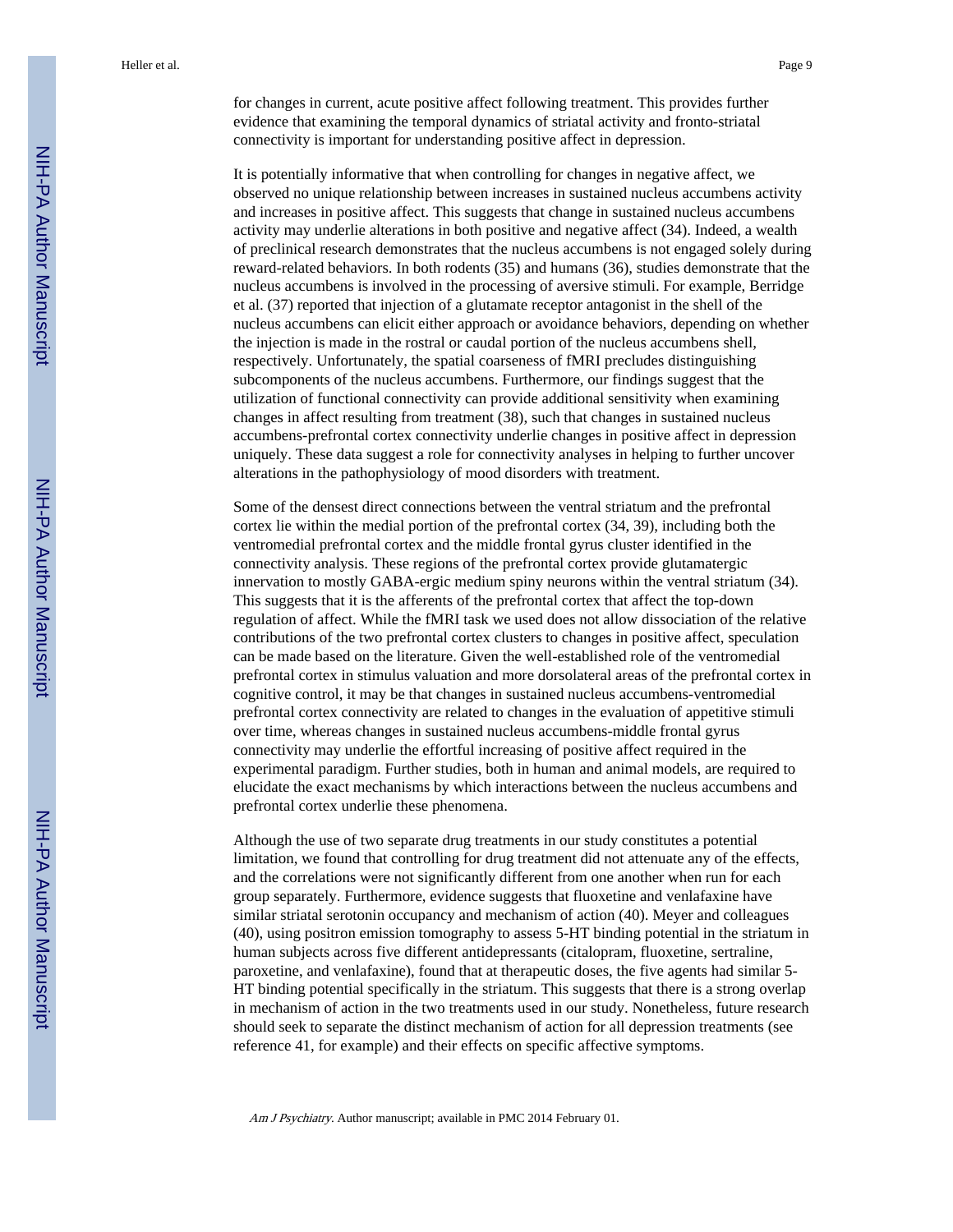for changes in current, acute positive affect following treatment. This provides further evidence that examining the temporal dynamics of striatal activity and fronto-striatal connectivity is important for understanding positive affect in depression.

It is potentially informative that when controlling for changes in negative affect, we observed no unique relationship between increases in sustained nucleus accumbens activity and increases in positive affect. This suggests that change in sustained nucleus accumbens activity may underlie alterations in both positive and negative affect (34). Indeed, a wealth of preclinical research demonstrates that the nucleus accumbens is not engaged solely during reward-related behaviors. In both rodents (35) and humans (36), studies demonstrate that the nucleus accumbens is involved in the processing of aversive stimuli. For example, Berridge et al. (37) reported that injection of a glutamate receptor antagonist in the shell of the nucleus accumbens can elicit either approach or avoidance behaviors, depending on whether the injection is made in the rostral or caudal portion of the nucleus accumbens shell, respectively. Unfortunately, the spatial coarseness of fMRI precludes distinguishing subcomponents of the nucleus accumbens. Furthermore, our findings suggest that the utilization of functional connectivity can provide additional sensitivity when examining changes in affect resulting from treatment (38), such that changes in sustained nucleus accumbens-prefrontal cortex connectivity underlie changes in positive affect in depression uniquely. These data suggest a role for connectivity analyses in helping to further uncover alterations in the pathophysiology of mood disorders with treatment.

Some of the densest direct connections between the ventral striatum and the prefrontal cortex lie within the medial portion of the prefrontal cortex (34, 39), including both the ventromedial prefrontal cortex and the middle frontal gyrus cluster identified in the connectivity analysis. These regions of the prefrontal cortex provide glutamatergic innervation to mostly GABA-ergic medium spiny neurons within the ventral striatum (34). This suggests that it is the afferents of the prefrontal cortex that affect the top-down regulation of affect. While the fMRI task we used does not allow dissociation of the relative contributions of the two prefrontal cortex clusters to changes in positive affect, speculation can be made based on the literature. Given the well-established role of the ventromedial prefrontal cortex in stimulus valuation and more dorsolateral areas of the prefrontal cortex in cognitive control, it may be that changes in sustained nucleus accumbens-ventromedial prefrontal cortex connectivity are related to changes in the evaluation of appetitive stimuli over time, whereas changes in sustained nucleus accumbens-middle frontal gyrus connectivity may underlie the effortful increasing of positive affect required in the experimental paradigm. Further studies, both in human and animal models, are required to elucidate the exact mechanisms by which interactions between the nucleus accumbens and prefrontal cortex underlie these phenomena.

Although the use of two separate drug treatments in our study constitutes a potential limitation, we found that controlling for drug treatment did not attenuate any of the effects, and the correlations were not significantly different from one another when run for each group separately. Furthermore, evidence suggests that fluoxetine and venlafaxine have similar striatal serotonin occupancy and mechanism of action (40). Meyer and colleagues (40), using positron emission tomography to assess 5-HT binding potential in the striatum in human subjects across five different antidepressants (citalopram, fluoxetine, sertraline, paroxetine, and venlafaxine), found that at therapeutic doses, the five agents had similar 5-HT binding potential specifically in the striatum. This suggests that there is a strong overlap in mechanism of action in the two treatments used in our study. Nonetheless, future research should seek to separate the distinct mechanism of action for all depression treatments (see reference 41, for example) and their effects on specific affective symptoms.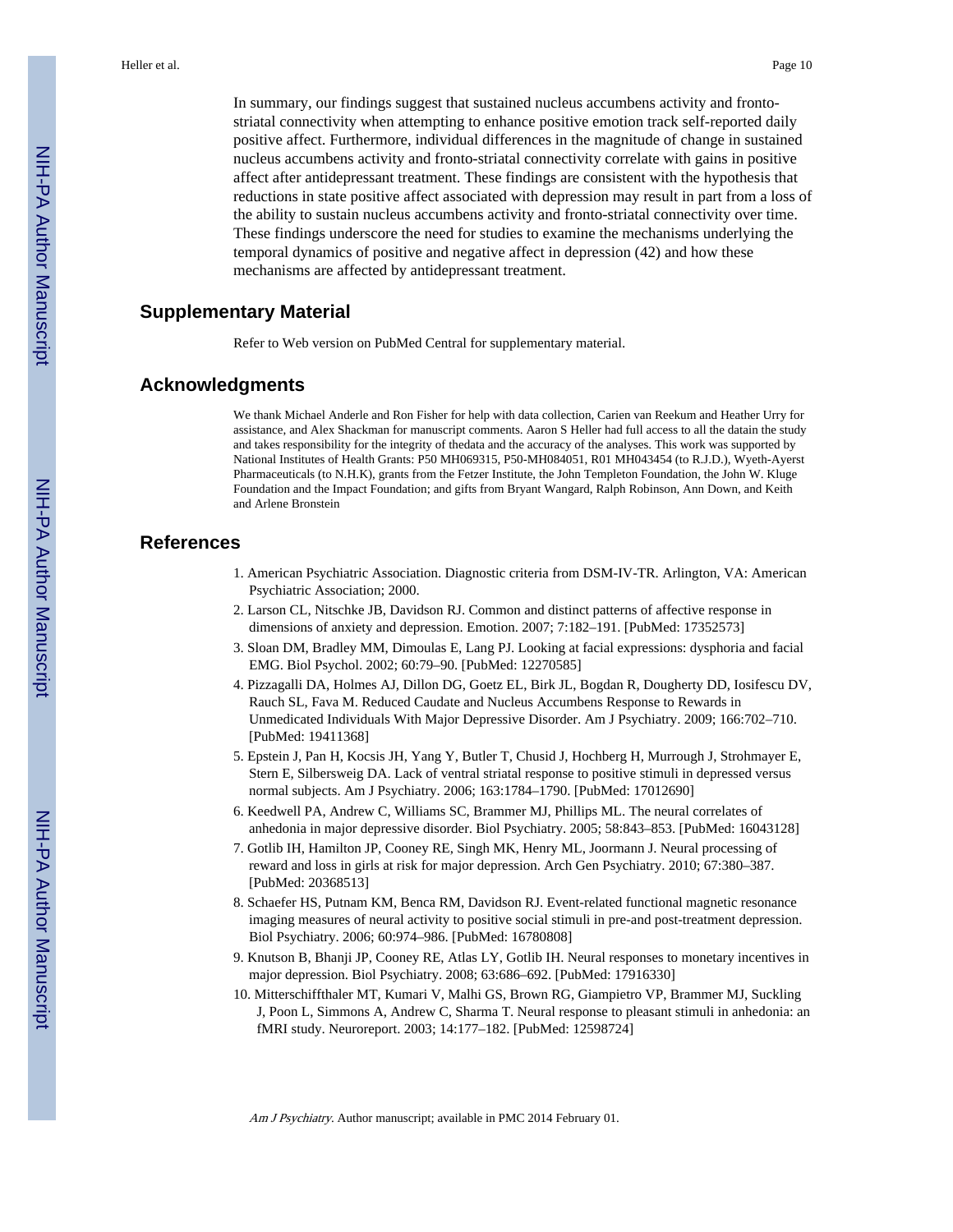In summary, our findings suggest that sustained nucleus accumbens activity and fronto-striatal connectivity when attempting to enhance positive emotion track self-reported daily positive affect. Furthermore, individual differences in the magnitude of change in sustained nucleus accumbens activity and fronto-striatal connectivity correlate with gains in positive affect after antidepressant treatment. These findings are consistent with the hypothesis that reductions in state positive affect associated with depression may result in part from a loss of the ability to sustain nucleus accumbens activity and fronto-striatal connectivity over time. These findings underscore the need for studies to examine the mechanisms underlying the temporal dynamics of positive and negative affect in depression (42) and how these mechanisms are affected by antidepressant treatment.

## Supplementary Material

Refer to Web version on PubMed Central for supplementary material.

## Acknowledgments

We thank Michael Anderle and Ron Fisher for help with data collection, Carien van Reekum and Heather Urry for assistance, and Alex Shackman for manuscript comments. Aaron S Heller had full access to all the datain the study and takes responsibility for the integrity of thedata and the accuracy of the analyses. This work was supported by National Institutes of Health Grants: P50 MH069315, P50-MH084051, R01 MH043454 (to R.J.D.), Wyeth-Ayerst Pharmaceuticals (to N.H.K), grants from the Fetzer Institute, the John Templeton Foundation, the John W. Kluge Foundation and the Impact Foundation; and gifts from Bryant Wangard, Ralph Robinson, Ann Down, and Keith and Arlene Bronstein

## References

1. American Psychiatric Association. Diagnostic criteria from DSM-IV-TR. Arlington, VA: American Psychiatric Association; 2000.
2. Larson CL, Nitschke JB, Davidson RJ. Common and distinct patterns of affective response in dimensions of anxiety and depression. Emotion. 2007; 7:182–191. [PubMed: 17352573]
3. Sloan DM, Bradley MM, Dimoulas E, Lang PJ. Looking at facial expressions: dysphoria and facial EMG. Biol Psychol. 2002; 60:79–90. [PubMed: 12270585]
4. Pizzagalli DA, Holmes AJ, Dillon DG, Goetz EL, Birk JL, Bogdan R, Dougherty DD, Iosifescu DV, Rauch SL, Fava M. Reduced Caudate and Nucleus Accumbens Response to Rewards in Unmedicated Individuals With Major Depressive Disorder. Am J Psychiatry. 2009; 166:702–710. [PubMed: 19411368]
5. Epstein J, Pan H, Kocsis JH, Yang Y, Butler T, Chusid J, Hochberg H, Murrough J, Strohmayer E, Stern E, Silbersweig DA. Lack of ventral striatal response to positive stimuli in depressed versus normal subjects. Am J Psychiatry. 2006; 163:1784–1790. [PubMed: 17012690]
6. Keedwell PA, Andrew C, Williams SC, Brammer MJ, Phillips ML. The neural correlates of anhedonia in major depressive disorder. Biol Psychiatry. 2005; 58:843–853. [PubMed: 16043128]
7. Gotlib IH, Hamilton JP, Cooney RE, Singh MK, Henry ML, Joormann J. Neural processing of reward and loss in girls at risk for major depression. Arch Gen Psychiatry. 2010; 67:380–387. [PubMed: 20368513]
8. Schaefer HS, Putnam KM, Benca RM, Davidson RJ. Event-related functional magnetic resonance imaging measures of neural activity to positive social stimuli in pre-and post-treatment depression. Biol Psychiatry. 2006; 60:974–986. [PubMed: 16780808]
9. Knutson B, Bhanji JP, Cooney RE, Atlas LY, Gotlib IH. Neural responses to monetary incentives in major depression. Biol Psychiatry. 2008; 63:686–692. [PubMed: 17916330]
10. Mitterschiffthaler MT, Kumari V, Malhi GS, Brown RG, Giampietro VP, Brammer MJ, Suckling J, Poon L, Simmons A, Andrew C, Sharma T. Neural response to pleasant stimuli in anhedonia: an fMRI study. Neuroreport. 2003; 14:177–182. [PubMed: 12598724]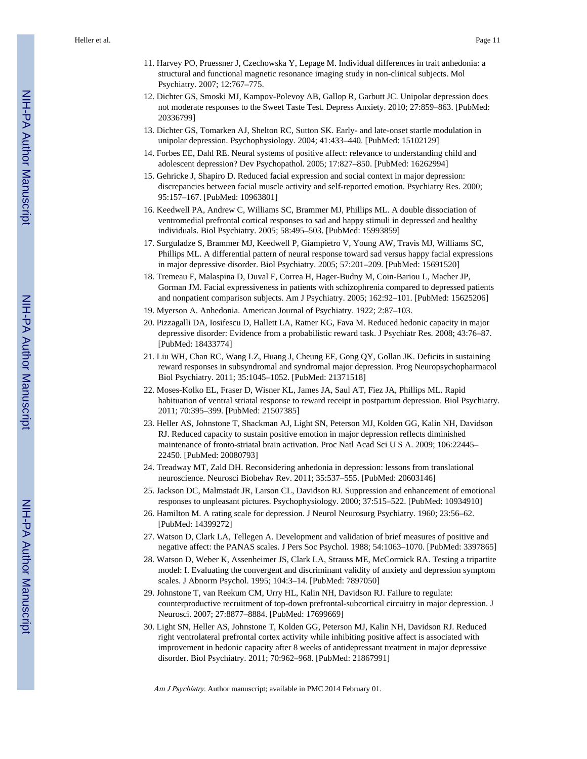11. Harvey PO, Pruessner J, Czechowska Y, Lepage M. Individual differences in trait anhedonia: a structural and functional magnetic resonance imaging study in non-clinical subjects. Mol Psychiatry. 2007; 12:767–775.
12. Dichter GS, Smoski MJ, Kampov-Polevoy AB, Gallop R, Garbutt JC. Unipolar depression does not moderate responses to the Sweet Taste Test. Depress Anxiety. 2010; 27:859–863. [PubMed: 20336799]
13. Dichter GS, Tomarken AJ, Shelton RC, Sutton SK. Early- and late-onset startle modulation in unipolar depression. Psychophysiology. 2004; 41:433–440. [PubMed: 15102129]
14. Forbes EE, Dahl RE. Neural systems of positive affect: relevance to understanding child and adolescent depression? Dev Psychopathol. 2005; 17:827–850. [PubMed: 16262994]
15. Gehricke J, Shapiro D. Reduced facial expression and social context in major depression: discrepancies between facial muscle activity and self-reported emotion. Psychiatry Res. 2000; 95:157–167. [PubMed: 10963801]
16. Keedwell PA, Andrew C, Williams SC, Brammer MJ, Phillips ML. A double dissociation of ventromedial prefrontal cortical responses to sad and happy stimuli in depressed and healthy individuals. Biol Psychiatry. 2005; 58:495–503. [PubMed: 15993859]
17. Surguladze S, Brammer MJ, Keedwell P, Giampietro V, Young AW, Travis MJ, Williams SC, Phillips ML. A differential pattern of neural response toward sad versus happy facial expressions in major depressive disorder. Biol Psychiatry. 2005; 57:201–209. [PubMed: 15691520]
18. Tremeau F, Malaspina D, Duval F, Correa H, Hager-Budny M, Coin-Bariou L, Macher JP, Gorman JM. Facial expressiveness in patients with schizophrenia compared to depressed patients and nonpatient comparison subjects. Am J Psychiatry. 2005; 162:92–101. [PubMed: 15625206]
19. Myerson A. Anhedonia. American Journal of Psychiatry. 1922; 2:87–103.
20. Pizzagalli DA, Iosifescu D, Hallett LA, Ratner KG, Fava M. Reduced hedonic capacity in major depressive disorder: Evidence from a probabilistic reward task. J Psychiatr Res. 2008; 43:76–87. [PubMed: 18433774]
21. Liu WH, Chan RC, Wang LZ, Huang J, Cheung EF, Gong QY, Gollan JK. Deficits in sustaining reward responses in subsyndromal and syndromal major depression. Prog Neuropsychopharmacol Biol Psychiatry. 2011; 35:1045–1052. [PubMed: 21371518]
22. Moses-Kolko EL, Fraser D, Wisner KL, James JA, Saul AT, Fiez JA, Phillips ML. Rapid habituation of ventral striatal response to reward receipt in postpartum depression. Biol Psychiatry. 2011; 70:395–399. [PubMed: 21507385]
23. Heller AS, Johnstone T, Shackman AJ, Light SN, Peterson MJ, Kolden GG, Kalin NH, Davidson RJ. Reduced capacity to sustain positive emotion in major depression reflects diminished maintenance of fronto-striatal brain activation. Proc Natl Acad Sci U S A. 2009; 106:22445–22450. [PubMed: 20080793]
24. Treadway MT, Zald DH. Reconsidering anhedonia in depression: lessons from translational neuroscience. Neurosci Biobehav Rev. 2011; 35:537–555. [PubMed: 20603146]
25. Jackson DC, Malmstadt JR, Larson CL, Davidson RJ. Suppression and enhancement of emotional responses to unpleasant pictures. Psychophysiology. 2000; 37:515–522. [PubMed: 10934910]
26. Hamilton M. A rating scale for depression. J Neurol Neurosurg Psychiatry. 1960; 23:56–62. [PubMed: 14399272]
27. Watson D, Clark LA, Tellegen A. Development and validation of brief measures of positive and negative affect: the PANAS scales. J Pers Soc Psychol. 1988; 54:1063–1070. [PubMed: 3397865]
28. Watson D, Weber K, Assenheimer JS, Clark LA, Strauss ME, McCormick RA. Testing a tripartite model: I. Evaluating the convergent and discriminant validity of anxiety and depression symptom scales. J Abnorm Psychol. 1995; 104:3–14. [PubMed: 7897050]
29. Johnstone T, van Reekum CM, Urry HL, Kalin NH, Davidson RJ. Failure to regulate: counterproductive recruitment of top-down prefrontal-subcortical circuitry in major depression. J Neurosci. 2007; 27:8877–8884. [PubMed: 17699669]
30. Light SN, Heller AS, Johnstone T, Kolden GG, Peterson MJ, Kalin NH, Davidson RJ. Reduced right ventrolateral prefrontal cortex activity while inhibiting positive affect is associated with improvement in hedonic capacity after 8 weeks of antidepressant treatment in major depressive disorder. Biol Psychiatry. 2011; 70:962–968. [PubMed: 21867991]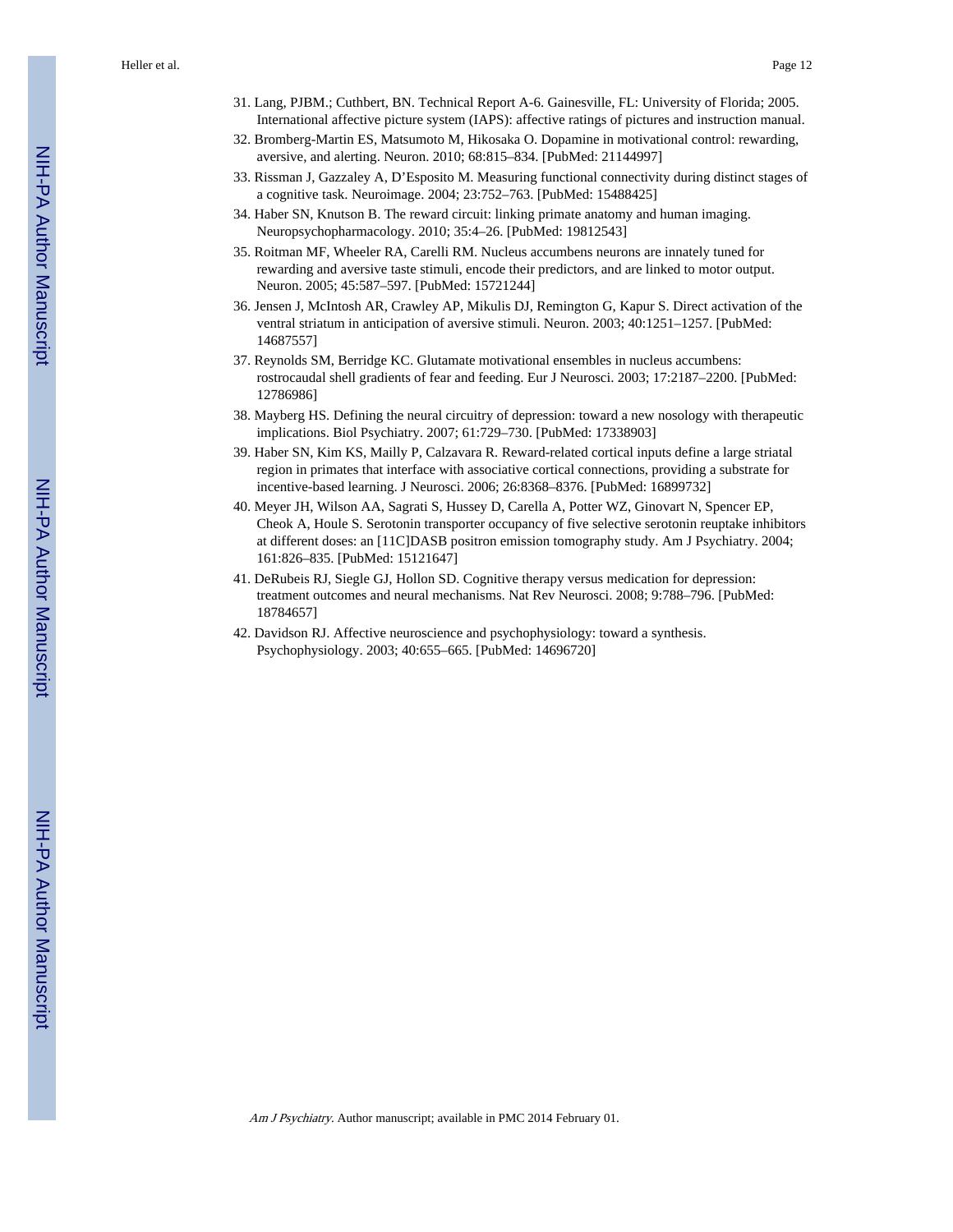31. Lang, PJBM.; Cuthbert, BN. Technical Report A-6. Gainesville, FL: University of Florida; 2005. International affective picture system (IAPS): affective ratings of pictures and instruction manual.
32. Bromberg-Martin ES, Matsumoto M, Hikosaka O. Dopamine in motivational control: rewarding, aversive, and alerting. Neuron. 2010; 68:815–834. [PubMed: 21144997]
33. Rissman J, Gazzaley A, D'Esposito M. Measuring functional connectivity during distinct stages of a cognitive task. Neuroimage. 2004; 23:752–763. [PubMed: 15488425]
34. Haber SN, Knutson B. The reward circuit: linking primate anatomy and human imaging. Neuropsychopharmacology. 2010; 35:4–26. [PubMed: 19812543]
35. Roitman MF, Wheeler RA, Carelli RM. Nucleus accumbens neurons are innately tuned for rewarding and aversive taste stimuli, encode their predictors, and are linked to motor output. Neuron. 2005; 45:587–597. [PubMed: 15721244]
36. Jensen J, McIntosh AR, Crawley AP, Mikulis DJ, Remington G, Kapur S. Direct activation of the ventral striatum in anticipation of aversive stimuli. Neuron. 2003; 40:1251–1257. [PubMed: 14687557]
37. Reynolds SM, Berridge KC. Glutamate motivational ensembles in nucleus accumbens: rostrocaudal shell gradients of fear and feeding. Eur J Neurosci. 2003; 17:2187–2200. [PubMed: 12786986]
38. Mayberg HS. Defining the neural circuitry of depression: toward a new nosology with therapeutic implications. Biol Psychiatry. 2007; 61:729–730. [PubMed: 17338903]
39. Haber SN, Kim KS, Mailly P, Calzavara R. Reward-related cortical inputs define a large striatal region in primates that interface with associative cortical connections, providing a substrate for incentive-based learning. J Neurosci. 2006; 26:8368–8376. [PubMed: 16899732]
40. Meyer JH, Wilson AA, Sagrati S, Hussey D, Carella A, Potter WZ, Ginovart N, Spencer EP, Cheok A, Houle S. Serotonin transporter occupancy of five selective serotonin reuptake inhibitors at different doses: an [11C]DASB positron emission tomography study. Am J Psychiatry. 2004; 161:826–835. [PubMed: 15121647]
41. DeRubeis RJ, Siegle GJ, Hollon SD. Cognitive therapy versus medication for depression: treatment outcomes and neural mechanisms. Nat Rev Neurosci. 2008; 9:788–796. [PubMed: 18784657]
42. Davidson RJ. Affective neuroscience and psychophysiology: toward a synthesis. Psychophysiology. 2003; 40:655–665. [PubMed: 14696720]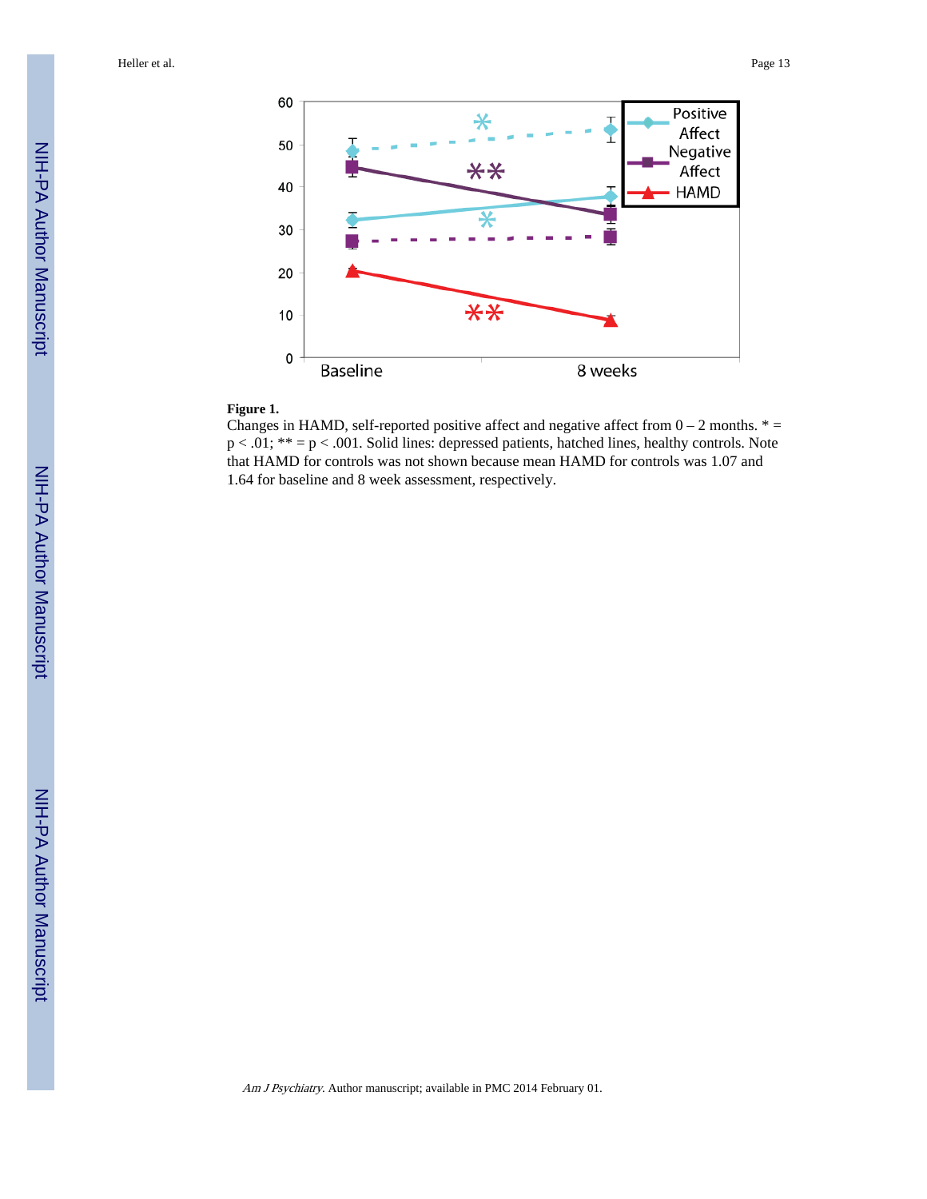**Figure 1.**

Changes in HAMD, self-reported positive affect and negative affect from 0 – 2 months. * = p < .01; ** = p < .001. Solid lines: depressed patients, hatched lines, healthy controls. Note that HAMD for controls was not shown because mean HAMD for controls was 1.07 and 1.64 for baseline and 8 week assessment, respectively.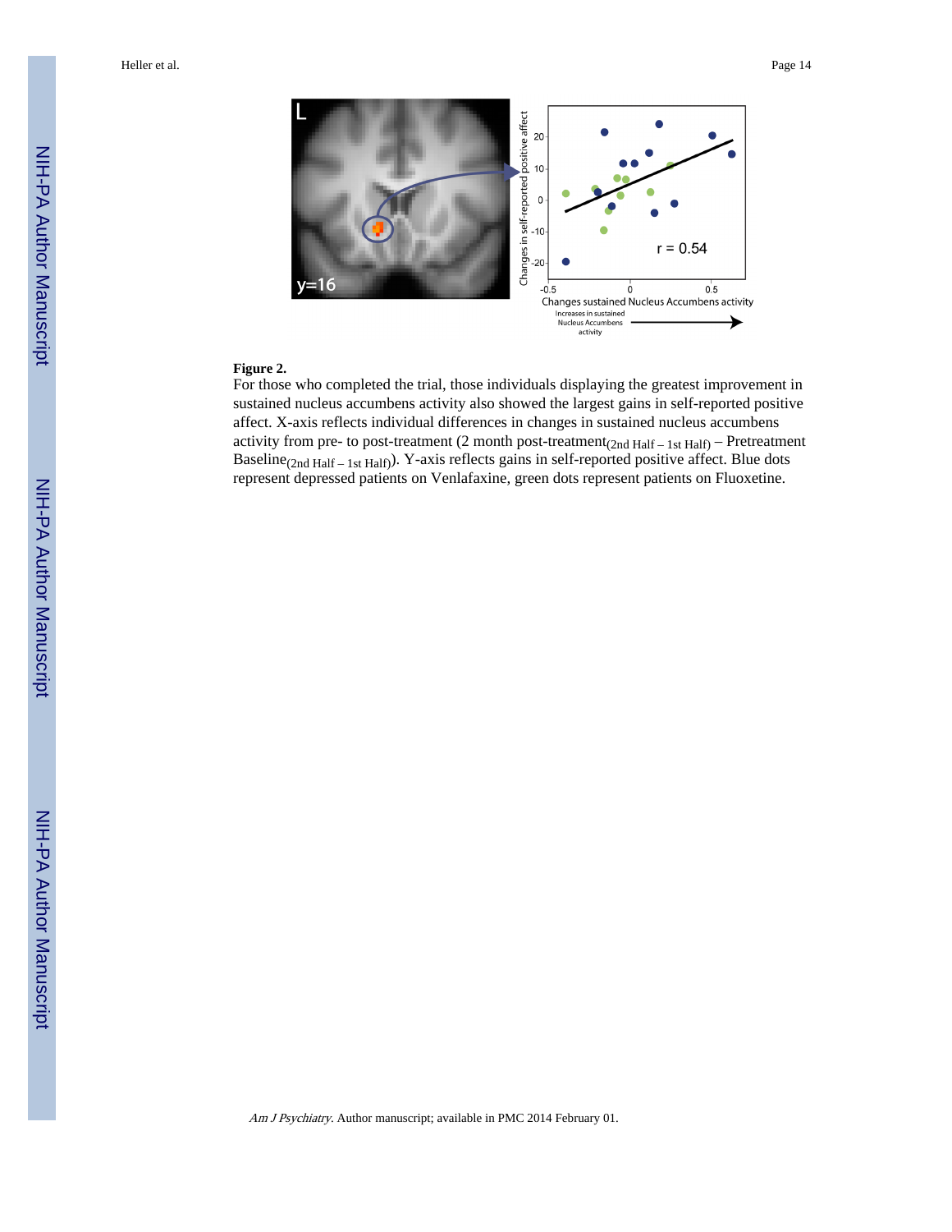**Figure 2.**

For those who completed the trial, those individuals displaying the greatest improvement in sustained nucleus accumbens activity also showed the largest gains in self-reported positive affect. X-axis reflects individual differences in changes in sustained nucleus accumbens activity from pre- to post-treatment (2 month post-treatment$_{(2nd\ Half\ –\ 1st\ Half)}$ – Pretreatment Baseline$_{(2nd\ Half\ –\ 1st\ Half)}$). Y-axis reflects gains in self-reported positive affect. Blue dots represent depressed patients on Venlafaxine, green dots represent patients on Fluoxetine.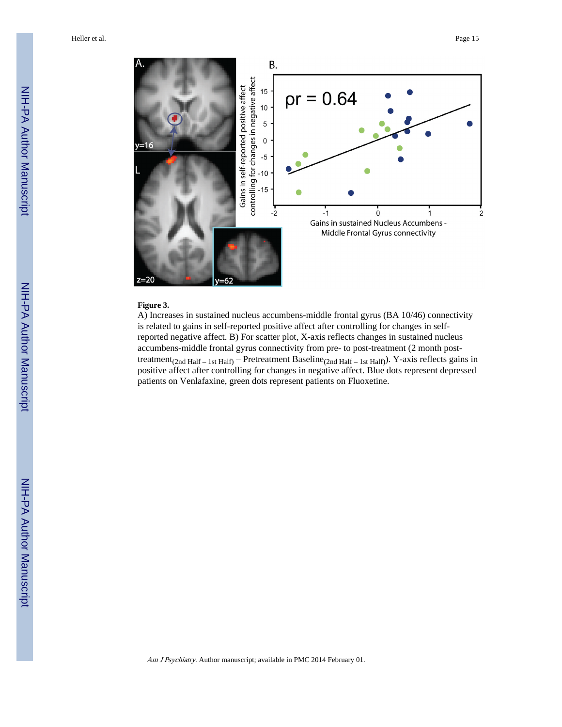**Figure 3.**

A) Increases in sustained nucleus accumbens-middle frontal gyrus (BA 10/46) connectivity is related to gains in self-reported positive affect after controlling for changes in self-reported negative affect. B) For scatter plot, X-axis reflects changes in sustained nucleus accumbens-middle frontal gyrus connectivity from pre- to post-treatment (2 month post-treatment$_{(2nd\ Half\ –\ 1st\ Half)}$ – Pretreatment Baseline$_{(2nd\ Half\ –\ 1st\ Half)}$). Y-axis reflects gains in positive affect after controlling for changes in negative affect. Blue dots represent depressed patients on Venlafaxine, green dots represent patients on Fluoxetine.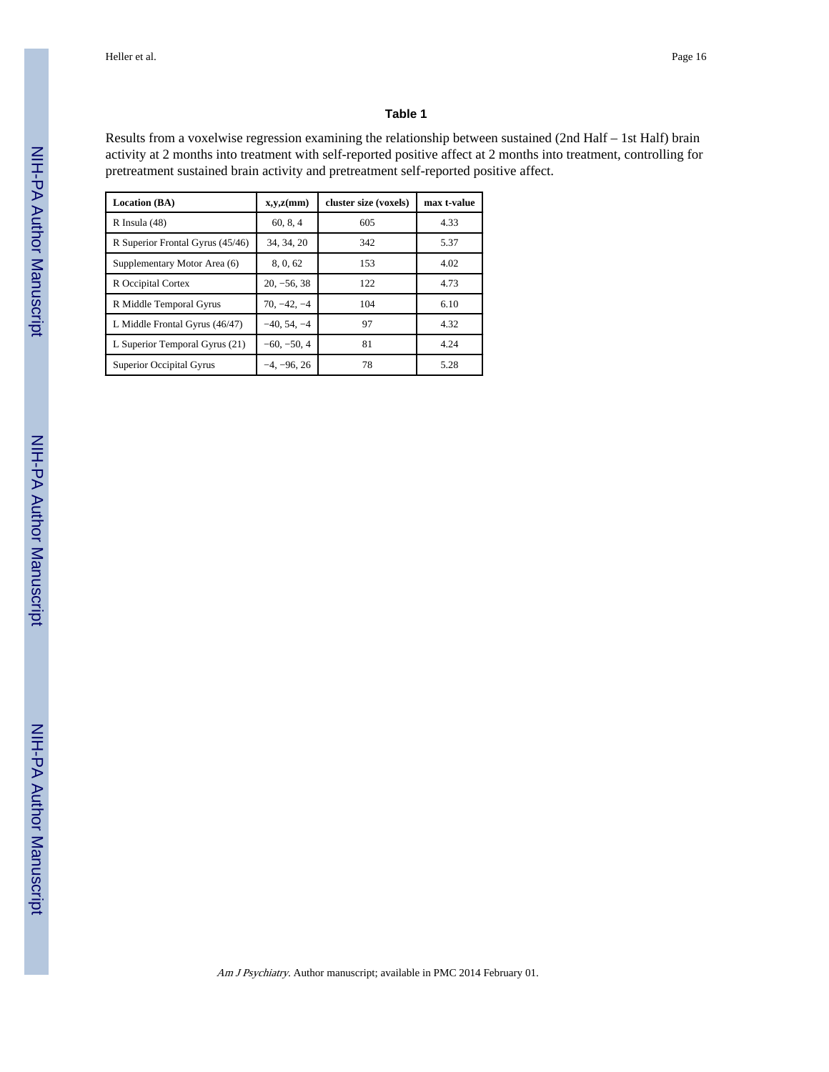### Table 1

Results from a voxelwise regression examining the relationship between sustained (2nd Half – 1st Half) brain activity at 2 months into treatment with self-reported positive affect at 2 months into treatment, controlling for pretreatment sustained brain activity and pretreatment self-reported positive affect.

| Location (BA) | x,y,z(mm) | cluster size (voxels) | max t-value |
|---|---|---|---|
| R Insula (48) | 60, 8, 4 | 605 | 4.33 |
| R Superior Frontal Gyrus (45/46) | 34, 34, 20 | 342 | 5.37 |
| Supplementary Motor Area (6) | 8, 0, 62 | 153 | 4.02 |
| R Occipital Cortex | 20, −56, 38 | 122 | 4.73 |
| R Middle Temporal Gyrus | 70, −42, −4 | 104 | 6.10 |
| L Middle Frontal Gyrus (46/47) | −40, 54, −4 | 97 | 4.32 |
| L Superior Temporal Gyrus (21) | −60, −50, 4 | 81 | 4.24 |
| Superior Occipital Gyrus | −4, −96, 26 | 78 | 5.28 |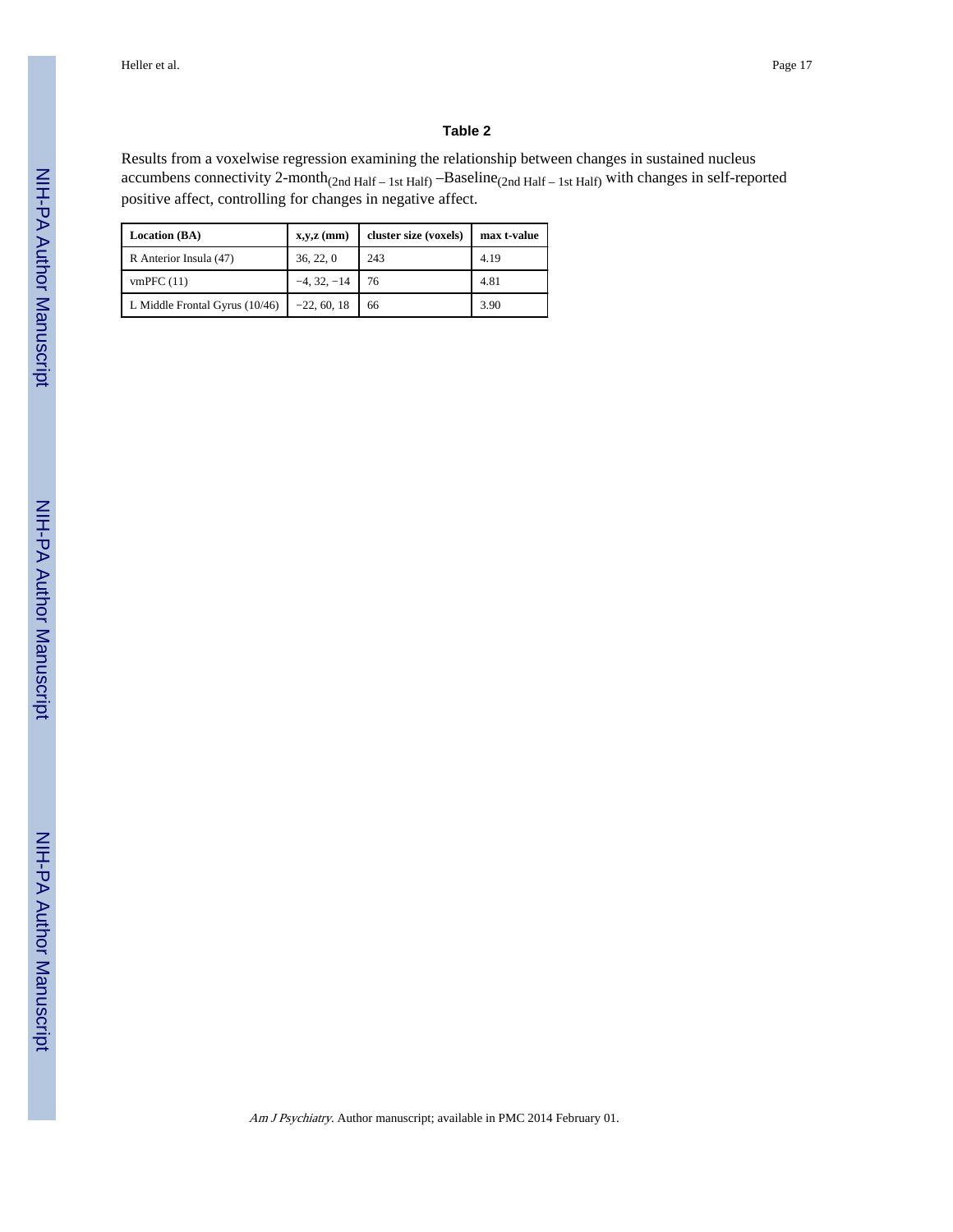### Table 2

Results from a voxelwise regression examining the relationship between changes in sustained nucleus accumbens connectivity 2-month$_{(2nd\ Half\ –\ 1st\ Half)}$ –Baseline$_{(2nd\ Half\ –\ 1st\ Half)}$ with changes in self-reported positive affect, controlling for changes in negative affect.

| Location (BA) | x,y,z (mm) | cluster size (voxels) | max t-value |
|---|---|---|---|
| R Anterior Insula (47) | 36, 22, 0 | 243 | 4.19 |
| vmPFC (11) | −4, 32, −14 | 76 | 4.81 |
| L Middle Frontal Gyrus (10/46) | −22, 60, 18 | 66 | 3.90 |